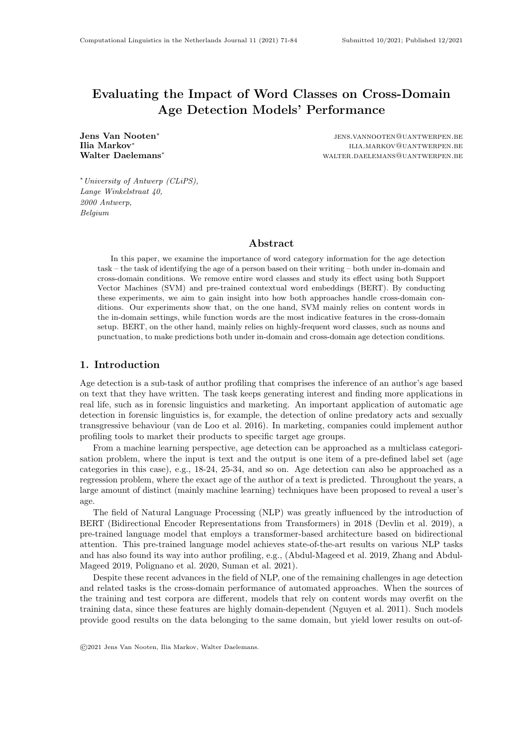# Evaluating the Impact of Word Classes on Cross-Domain Age Detection Models' Performance

**Jens Van Nooten**[*] jens.vannooten@uantwerpen.be
**Ilia Markov**[*] ilia.markov@uantwerpen.be
**Walter Daelemans**[*] walter.daelemans@uantwerpen.be

[*] *University of Antwerp (CLiPS), Lange Winkelstraat 40, 2000 Antwerp, Belgium*

## Abstract

In this paper, we examine the importance of word category information for the age detection task – the task of identifying the age of a person based on their writing – both under in-domain and cross-domain conditions. We remove entire word classes and study its effect using both Support Vector Machines (SVM) and pre-trained contextual word embeddings (BERT). By conducting these experiments, we aim to gain insight into how both approaches handle cross-domain conditions. Our experiments show that, on the one hand, SVM mainly relies on content words in the in-domain settings, while function words are the most indicative features in the cross-domain setup. BERT, on the other hand, mainly relies on highly-frequent word classes, such as nouns and punctuation, to make predictions both under in-domain and cross-domain age detection conditions.

## 1. Introduction

Age detection is a sub-task of author profiling that comprises the inference of an author's age based on text that they have written. The task keeps generating interest and finding more applications in real life, such as in forensic linguistics and marketing. An important application of automatic age detection in forensic linguistics is, for example, the detection of online predatory acts and sexually transgressive behaviour (van de Loo et al. 2016). In marketing, companies could implement author profiling tools to market their products to specific target age groups.

From a machine learning perspective, age detection can be approached as a multiclass categorisation problem, where the input is text and the output is one item of a pre-defined label set (age categories in this case), e.g., 18-24, 25-34, and so on. Age detection can also be approached as a regression problem, where the exact age of the author of a text is predicted. Throughout the years, a large amount of distinct (mainly machine learning) techniques have been proposed to reveal a user's age.

The field of Natural Language Processing (NLP) was greatly influenced by the introduction of BERT (Bidirectional Encoder Representations from Transformers) in 2018 (Devlin et al. 2019), a pre-trained language model that employs a transformer-based architecture based on bidirectional attention. This pre-trained language model achieves state-of-the-art results on various NLP tasks and has also found its way into author profiling, e.g., (Abdul-Mageed et al. 2019, Zhang and Abdul-Mageed 2019, Polignano et al. 2020, Suman et al. 2021).

Despite these recent advances in the field of NLP, one of the remaining challenges in age detection and related tasks is the cross-domain performance of automated approaches. When the sources of the training and test corpora are different, models that rely on content words may overfit on the training data, since these features are highly domain-dependent (Nguyen et al. 2011). Such models provide good results on the data belonging to the same domain, but yield lower results on out-of-

©2021 Jens Van Nooten, Ilia Markov, Walter Daelemans.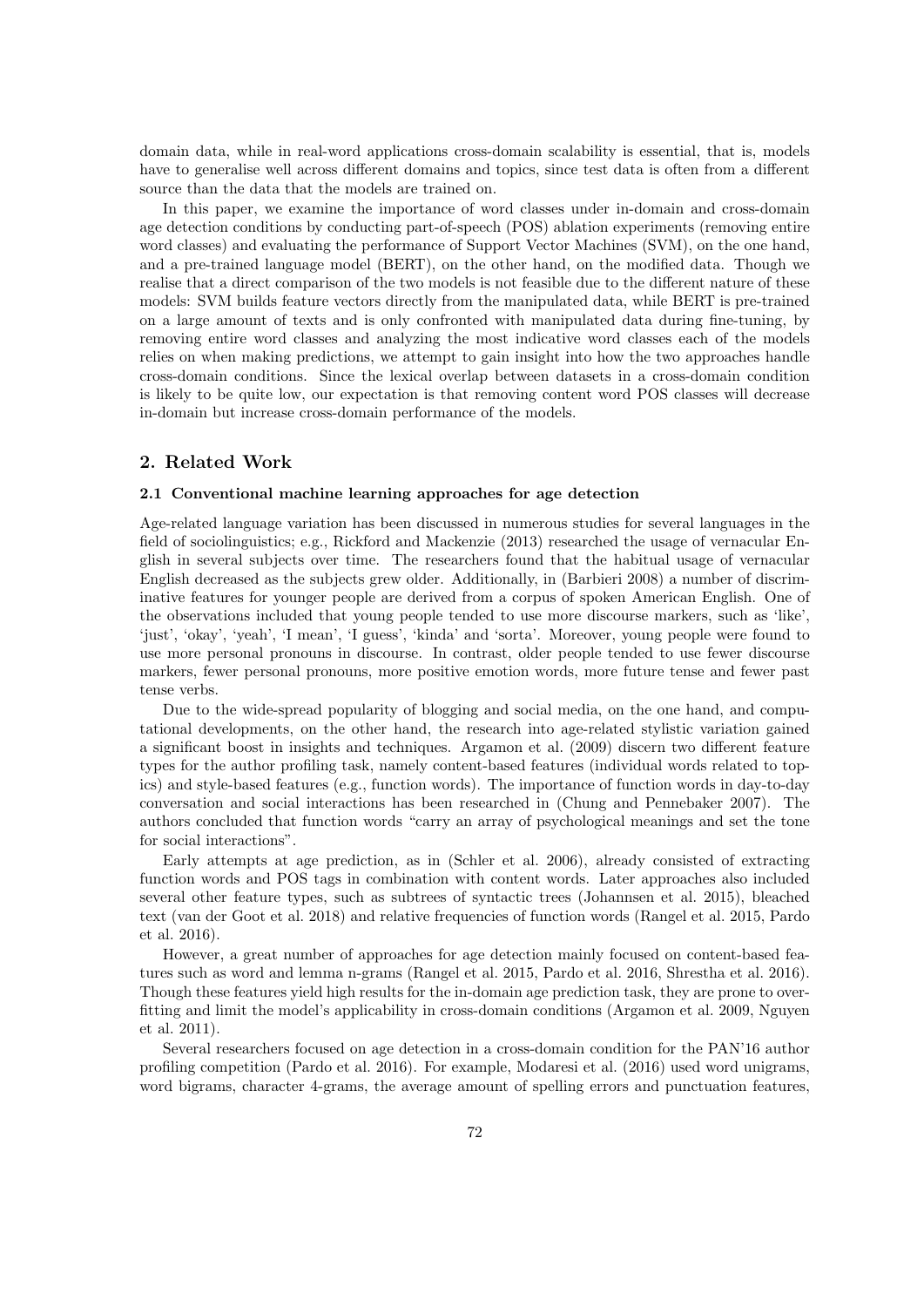domain data, while in real-word applications cross-domain scalability is essential, that is, models have to generalise well across different domains and topics, since test data is often from a different source than the data that the models are trained on.

In this paper, we examine the importance of word classes under in-domain and cross-domain age detection conditions by conducting part-of-speech (POS) ablation experiments (removing entire word classes) and evaluating the performance of Support Vector Machines (SVM), on the one hand, and a pre-trained language model (BERT), on the other hand, on the modified data. Though we realise that a direct comparison of the two models is not feasible due to the different nature of these models: SVM builds feature vectors directly from the manipulated data, while BERT is pre-trained on a large amount of texts and is only confronted with manipulated data during fine-tuning, by removing entire word classes and analyzing the most indicative word classes each of the models relies on when making predictions, we attempt to gain insight into how the two approaches handle cross-domain conditions. Since the lexical overlap between datasets in a cross-domain condition is likely to be quite low, our expectation is that removing content word POS classes will decrease in-domain but increase cross-domain performance of the models.

## 2. Related Work

### 2.1 Conventional machine learning approaches for age detection

Age-related language variation has been discussed in numerous studies for several languages in the field of sociolinguistics; e.g., Rickford and Mackenzie (2013) researched the usage of vernacular English in several subjects over time. The researchers found that the habitual usage of vernacular English decreased as the subjects grew older. Additionally, in (Barbieri 2008) a number of discriminative features for younger people are derived from a corpus of spoken American English. One of the observations included that young people tended to use more discourse markers, such as 'like', 'just', 'okay', 'yeah', 'I mean', 'I guess', 'kinda' and 'sorta'. Moreover, young people were found to use more personal pronouns in discourse. In contrast, older people tended to use fewer discourse markers, fewer personal pronouns, more positive emotion words, more future tense and fewer past tense verbs.

Due to the wide-spread popularity of blogging and social media, on the one hand, and computational developments, on the other hand, the research into age-related stylistic variation gained a significant boost in insights and techniques. Argamon et al. (2009) discern two different feature types for the author profiling task, namely content-based features (individual words related to topics) and style-based features (e.g., function words). The importance of function words in day-to-day conversation and social interactions has been researched in (Chung and Pennebaker 2007). The authors concluded that function words "carry an array of psychological meanings and set the tone for social interactions".

Early attempts at age prediction, as in (Schler et al. 2006), already consisted of extracting function words and POS tags in combination with content words. Later approaches also included several other feature types, such as subtrees of syntactic trees (Johannsen et al. 2015), bleached text (van der Goot et al. 2018) and relative frequencies of function words (Rangel et al. 2015, Pardo et al. 2016).

However, a great number of approaches for age detection mainly focused on content-based features such as word and lemma n-grams (Rangel et al. 2015, Pardo et al. 2016, Shrestha et al. 2016). Though these features yield high results for the in-domain age prediction task, they are prone to overfitting and limit the model's applicability in cross-domain conditions (Argamon et al. 2009, Nguyen et al. 2011).

Several researchers focused on age detection in a cross-domain condition for the PAN'16 author profiling competition (Pardo et al. 2016). For example, Modaresi et al. (2016) used word unigrams, word bigrams, character 4-grams, the average amount of spelling errors and punctuation features,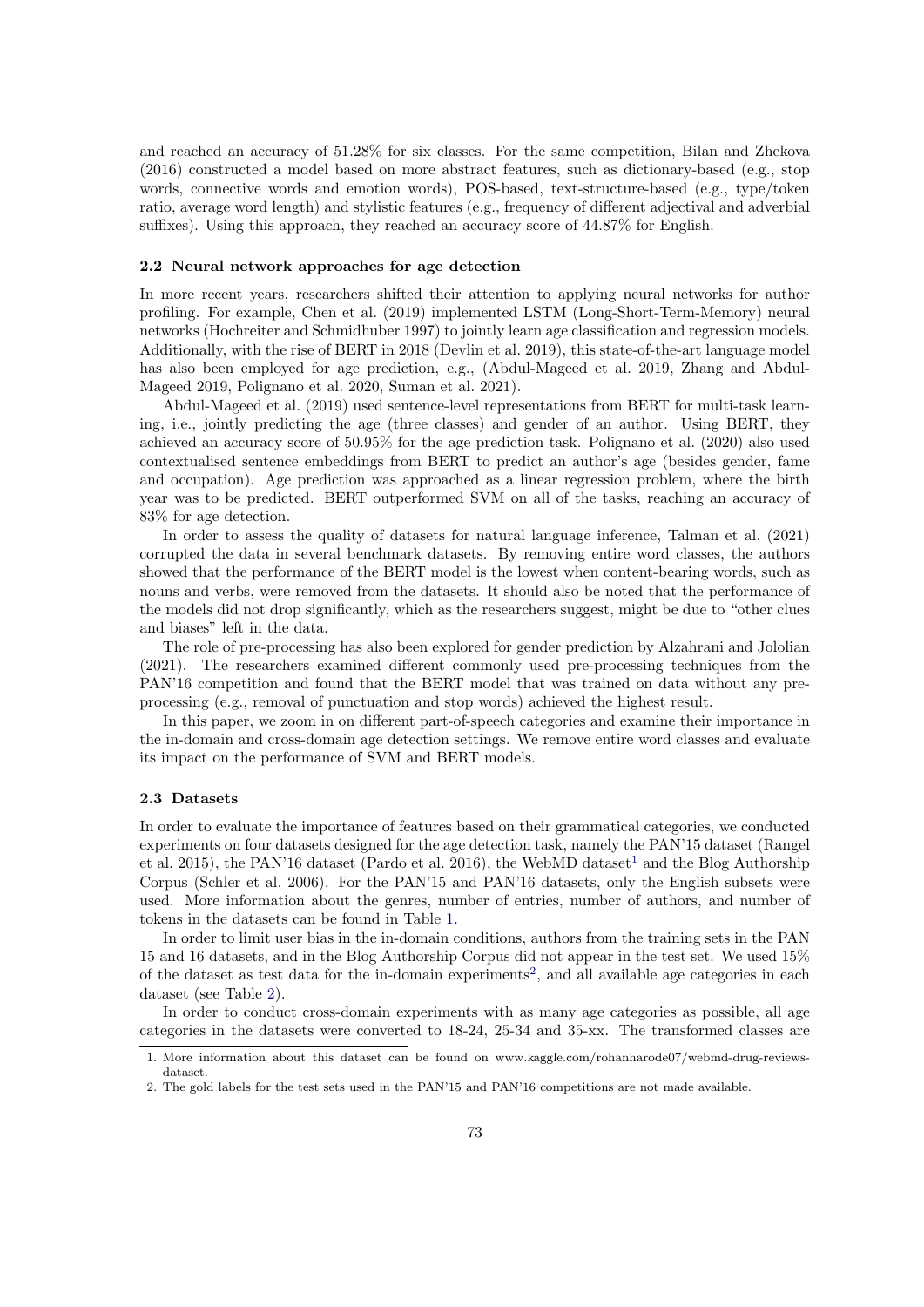and reached an accuracy of 51.28% for six classes. For the same competition, Bilan and Zhekova (2016) constructed a model based on more abstract features, such as dictionary-based (e.g., stop words, connective words and emotion words), POS-based, text-structure-based (e.g., type/token ratio, average word length) and stylistic features (e.g., frequency of different adjectival and adverbial suffixes). Using this approach, they reached an accuracy score of 44.87% for English.

### 2.2 Neural network approaches for age detection

In more recent years, researchers shifted their attention to applying neural networks for author profiling. For example, Chen et al. (2019) implemented LSTM (Long-Short-Term-Memory) neural networks (Hochreiter and Schmidhuber 1997) to jointly learn age classification and regression models. Additionally, with the rise of BERT in 2018 (Devlin et al. 2019), this state-of-the-art language model has also been employed for age prediction, e.g., (Abdul-Mageed et al. 2019, Zhang and Abdul-Mageed 2019, Polignano et al. 2020, Suman et al. 2021).

Abdul-Mageed et al. (2019) used sentence-level representations from BERT for multi-task learning, i.e., jointly predicting the age (three classes) and gender of an author. Using BERT, they achieved an accuracy score of 50.95% for the age prediction task. Polignano et al. (2020) also used contextualised sentence embeddings from BERT to predict an author's age (besides gender, fame and occupation). Age prediction was approached as a linear regression problem, where the birth year was to be predicted. BERT outperformed SVM on all of the tasks, reaching an accuracy of 83% for age detection.

In order to assess the quality of datasets for natural language inference, Talman et al. (2021) corrupted the data in several benchmark datasets. By removing entire word classes, the authors showed that the performance of the BERT model is the lowest when content-bearing words, such as nouns and verbs, were removed from the datasets. It should also be noted that the performance of the models did not drop significantly, which as the researchers suggest, might be due to "other clues and biases" left in the data.

The role of pre-processing has also been explored for gender prediction by Alzahrani and Jololian (2021). The researchers examined different commonly used pre-processing techniques from the PAN'16 competition and found that the BERT model that was trained on data without any pre-processing (e.g., removal of punctuation and stop words) achieved the highest result.

In this paper, we zoom in on different part-of-speech categories and examine their importance in the in-domain and cross-domain age detection settings. We remove entire word classes and evaluate its impact on the performance of SVM and BERT models.

### 2.3 Datasets

In order to evaluate the importance of features based on their grammatical categories, we conducted experiments on four datasets designed for the age detection task, namely the PAN'15 dataset (Rangel et al. 2015), the PAN'16 dataset (Pardo et al. 2016), the WebMD dataset[1] and the Blog Authorship Corpus (Schler et al. 2006). For the PAN'15 and PAN'16 datasets, only the English subsets were used. More information about the genres, number of entries, number of authors, and number of tokens in the datasets can be found in Table 1.

In order to limit user bias in the in-domain conditions, authors from the training sets in the PAN 15 and 16 datasets, and in the Blog Authorship Corpus did not appear in the test set. We used 15% of the dataset as test data for the in-domain experiments[2], and all available age categories in each dataset (see Table 2).

In order to conduct cross-domain experiments with as many age categories as possible, all age categories in the datasets were converted to 18-24, 25-34 and 35-xx. The transformed classes are

1. More information about this dataset can be found on www.kaggle.com/rohanharode07/webmd-drug-reviews-dataset.
2. The gold labels for the test sets used in the PAN'15 and PAN'16 competitions are not made available.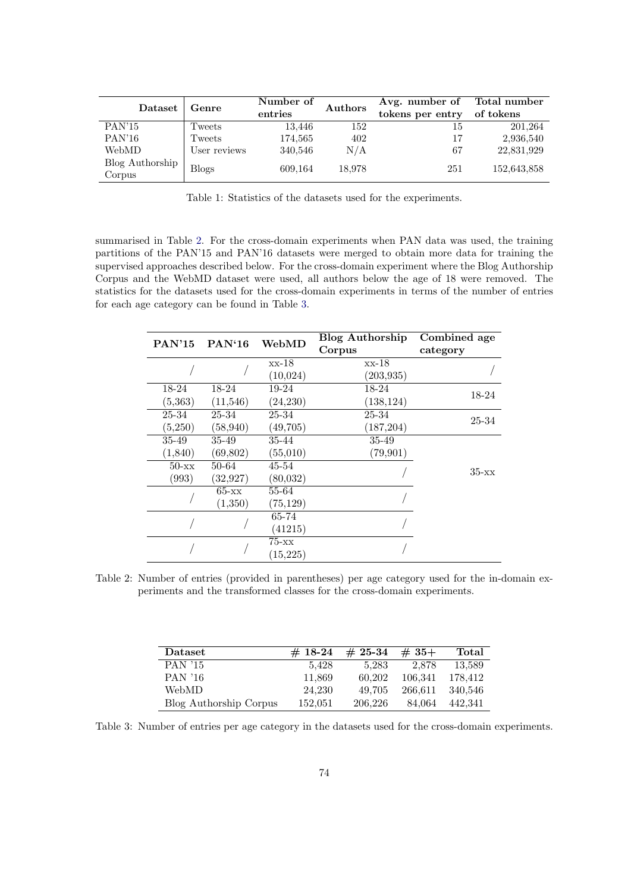| Dataset | Genre | Number of entries | Authors | Avg. number of tokens per entry | Total number of tokens |
|---|---|---|---|---|---|
| PAN'15 | Tweets | 13,446 | 152 | 15 | 201,264 |
| PAN'16 | Tweets | 174,565 | 402 | 17 | 2,936,540 |
| WebMD | User reviews | 340,546 | N/A | 67 | 22,831,929 |
| Blog Authorship Corpus | Blogs | 609,164 | 18,978 | 251 | 152,643,858 |

Table 1: Statistics of the datasets used for the experiments.

summarised in Table 2. For the cross-domain experiments when PAN data was used, the training partitions of the PAN'15 and PAN'16 datasets were merged to obtain more data for training the supervised approaches described below. For the cross-domain experiment where the Blog Authorship Corpus and the WebMD dataset were used, all authors below the age of 18 were removed. The statistics for the datasets used for the cross-domain experiments in terms of the number of entries for each age category can be found in Table 3.

| PAN'15 | PAN'16 | WebMD | Blog Authorship Corpus | Combined age category |
|---|---|---|---|---|
| / | / | xx-18 (10,024) | xx-18 (203,935) | / |
| 18-24 (5,363) | 18-24 (11,546) | 19-24 (24,230) | 18-24 (138,124) | 18-24 |
| 25-34 (5,250) | 25-34 (58,940) | 25-34 (49,705) | 25-34 (187,204) | 25-34 |
| 35-49 (1,840) | 35-49 (69,802) | 35-44 (55,010) | 35-49 (79,901) | 35-xx |
| 50-xx (993) | 50-64 (32,927) | 45-54 (80,032) | / | |
| / | 65-xx (1,350) | 55-64 (75,129) | / | |
| / | / | 65-74 (41215) | / | |
| / | / | 75-xx (15,225) | / | |

Table 2: Number of entries (provided in parentheses) per age category used for the in-domain experiments and the transformed classes for the cross-domain experiments.

| Dataset | # 18-24 | # 25-34 | # 35+ | Total |
|---|---|---|---|---|
| PAN '15 | 5,428 | 5,283 | 2,878 | 13,589 |
| PAN '16 | 11,869 | 60,202 | 106,341 | 178,412 |
| WebMD | 24,230 | 49,705 | 266,611 | 340,546 |
| Blog Authorship Corpus | 152,051 | 206,226 | 84,064 | 442,341 |

Table 3: Number of entries per age category in the datasets used for the cross-domain experiments.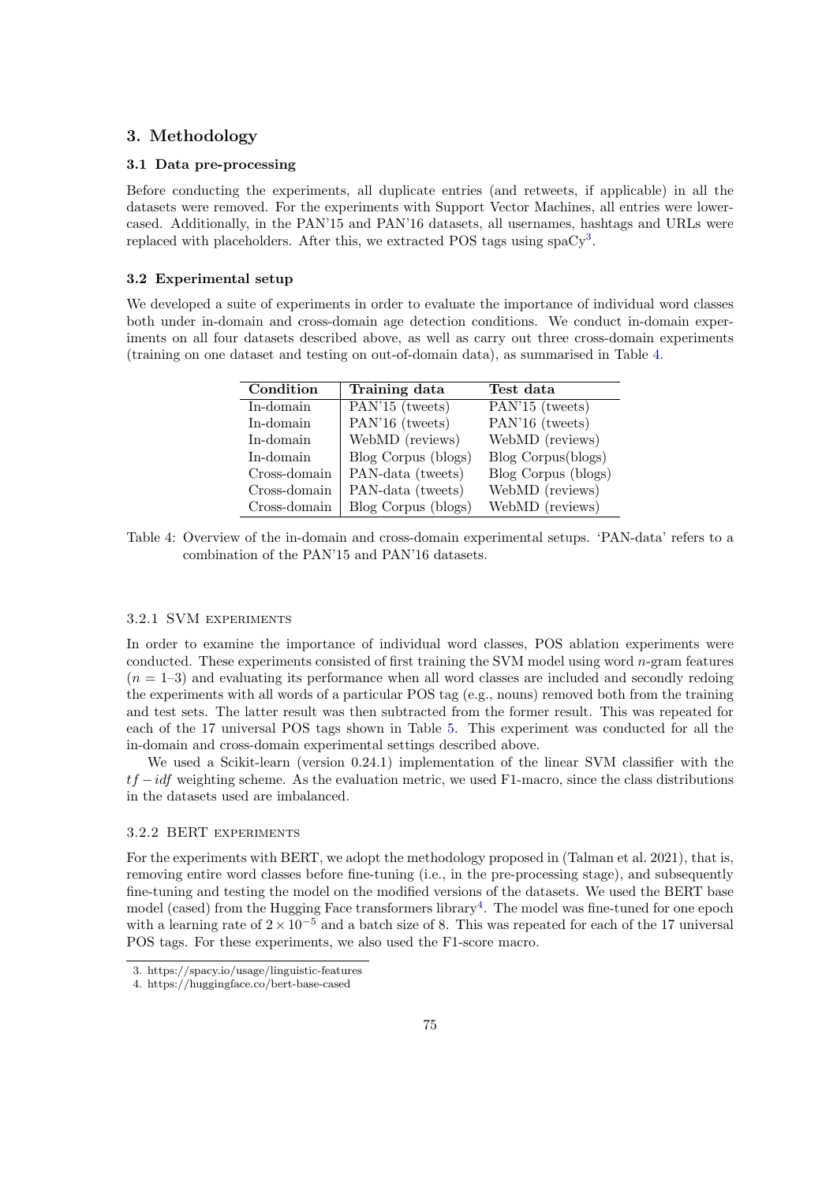## 3. Methodology

### 3.1 Data pre-processing

Before conducting the experiments, all duplicate entries (and retweets, if applicable) in all the datasets were removed. For the experiments with Support Vector Machines, all entries were lowercased. Additionally, in the PAN'15 and PAN'16 datasets, all usernames, hashtags and URLs were replaced with placeholders. After this, we extracted POS tags using spaCy[3].

### 3.2 Experimental setup

We developed a suite of experiments in order to evaluate the importance of individual word classes both under in-domain and cross-domain age detection conditions. We conduct in-domain experiments on all four datasets described above, as well as carry out three cross-domain experiments (training on one dataset and testing on out-of-domain data), as summarised in Table 4.

| Condition | Training data | Test data |
|---|---|---|
| In-domain | PAN'15 (tweets) | PAN'15 (tweets) |
| In-domain | PAN'16 (tweets) | PAN'16 (tweets) |
| In-domain | WebMD (reviews) | WebMD (reviews) |
| In-domain | Blog Corpus (blogs) | Blog Corpus(blogs) |
| Cross-domain | PAN-data (tweets) | Blog Corpus (blogs) |
| Cross-domain | PAN-data (tweets) | WebMD (reviews) |
| Cross-domain | Blog Corpus (blogs) | WebMD (reviews) |

Table 4: Overview of the in-domain and cross-domain experimental setups. 'PAN-data' refers to a combination of the PAN'15 and PAN'16 datasets.

#### 3.2.1 SVM experiments

In order to examine the importance of individual word classes, POS ablation experiments were conducted. These experiments consisted of first training the SVM model using word $n$-gram features ($n = 1$–$3$) and evaluating its performance when all word classes are included and secondly redoing the experiments with all words of a particular POS tag (e.g., nouns) removed both from the training and test sets. The latter result was then subtracted from the former result. This was repeated for each of the 17 universal POS tags shown in Table 5. This experiment was conducted for all the in-domain and cross-domain experimental settings described above.

We used a Scikit-learn (version 0.24.1) implementation of the linear SVM classifier with the $tf-idf$ weighting scheme. As the evaluation metric, we used F1-macro, since the class distributions in the datasets used are imbalanced.

#### 3.2.2 BERT experiments

For the experiments with BERT, we adopt the methodology proposed in (Talman et al. 2021), that is, removing entire word classes before fine-tuning (i.e., in the pre-processing stage), and subsequently fine-tuning and testing the model on the modified versions of the datasets. We used the BERT base model (cased) from the Hugging Face transformers library[4]. The model was fine-tuned for one epoch with a learning rate of $2 \times 10^{-5}$ and a batch size of 8. This was repeated for each of the 17 universal POS tags. For these experiments, we also used the F1-score macro.

3. https://spacy.io/usage/linguistic-features
4. https://huggingface.co/bert-base-cased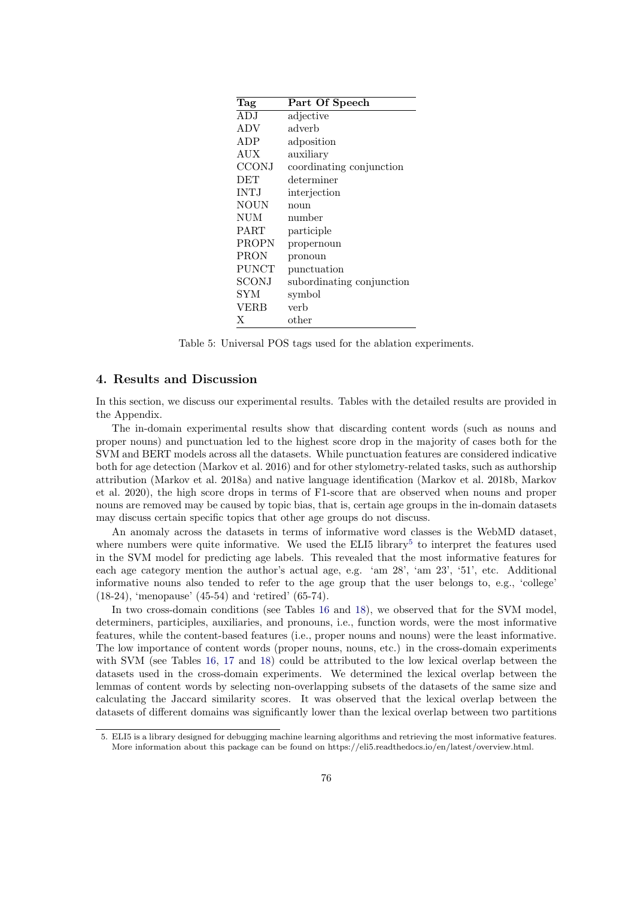| Tag | Part Of Speech |
|---|---|
| ADJ | adjective |
| ADV | adverb |
| ADP | adposition |
| AUX | auxiliary |
| CCONJ | coordinating conjunction |
| DET | determiner |
| INTJ | interjection |
| NOUN | noun |
| NUM | number |
| PART | participle |
| PROPN | propernoun |
| PRON | pronoun |
| PUNCT | punctuation |
| SCONJ | subordinating conjunction |
| SYM | symbol |
| VERB | verb |
| X | other |

Table 5: Universal POS tags used for the ablation experiments.

## 4. Results and Discussion

In this section, we discuss our experimental results. Tables with the detailed results are provided in the Appendix.

The in-domain experimental results show that discarding content words (such as nouns and proper nouns) and punctuation led to the highest score drop in the majority of cases both for the SVM and BERT models across all the datasets. While punctuation features are considered indicative both for age detection (Markov et al. 2016) and for other stylometry-related tasks, such as authorship attribution (Markov et al. 2018a) and native language identification (Markov et al. 2018b, Markov et al. 2020), the high score drops in terms of F1-score that are observed when nouns and proper nouns are removed may be caused by topic bias, that is, certain age groups in the in-domain datasets may discuss certain specific topics that other age groups do not discuss.

An anomaly across the datasets in terms of informative word classes is the WebMD dataset, where numbers were quite informative. We used the ELI5 library[5] to interpret the features used in the SVM model for predicting age labels. This revealed that the most informative features for each age category mention the author's actual age, e.g. 'am 28', 'am 23', '51', etc. Additional informative nouns also tended to refer to the age group that the user belongs to, e.g., 'college' (18-24), 'menopause' (45-54) and 'retired' (65-74).

In two cross-domain conditions (see Tables 16 and 18), we observed that for the SVM model, determiners, participles, auxiliaries, and pronouns, i.e., function words, were the most informative features, while the content-based features (i.e., proper nouns and nouns) were the least informative. The low importance of content words (proper nouns, nouns, etc.) in the cross-domain experiments with SVM (see Tables 16, 17 and 18) could be attributed to the low lexical overlap between the datasets used in the cross-domain experiments. We determined the lexical overlap between the lemmas of content words by selecting non-overlapping subsets of the datasets of the same size and calculating the Jaccard similarity scores. It was observed that the lexical overlap between the datasets of different domains was significantly lower than the lexical overlap between two partitions

5. ELI5 is a library designed for debugging machine learning algorithms and retrieving the most informative features. More information about this package can be found on https://eli5.readthedocs.io/en/latest/overview.html.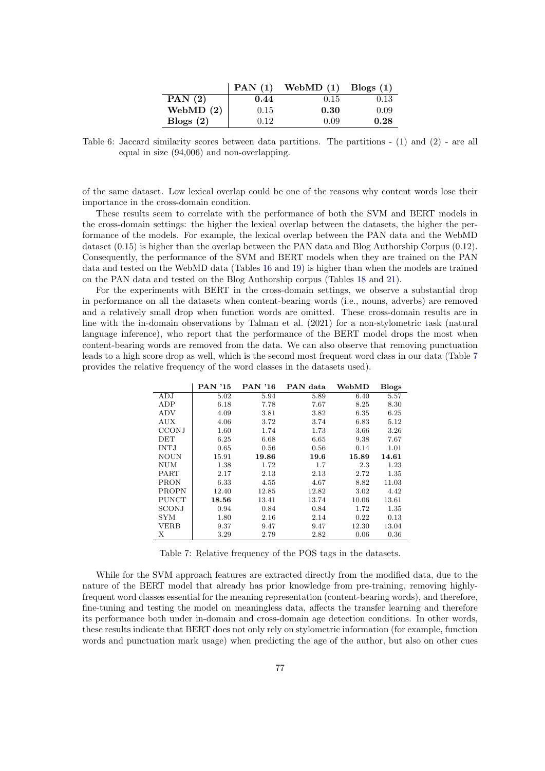| | **PAN (1)** | **WebMD (1)** | **Blogs (1)** |
|---|---|---|---|
| **PAN (2)** | **0.44** | 0.15 | 0.13 |
| **WebMD (2)** | 0.15 | **0.30** | 0.09 |
| **Blogs (2)** | 0.12 | 0.09 | **0.28** |

Table 6: Jaccard similarity scores between data partitions. The partitions - (1) and (2) - are all equal in size (94,006) and non-overlapping.

of the same dataset. Low lexical overlap could be one of the reasons why content words lose their importance in the cross-domain condition.

These results seem to correlate with the performance of both the SVM and BERT models in the cross-domain settings: the higher the lexical overlap between the datasets, the higher the performance of the models. For example, the lexical overlap between the PAN data and the WebMD dataset (0.15) is higher than the overlap between the PAN data and Blog Authorship Corpus (0.12). Consequently, the performance of the SVM and BERT models when they are trained on the PAN data and tested on the WebMD data (Tables 16 and 19) is higher than when the models are trained on the PAN data and tested on the Blog Authorship corpus (Tables 18 and 21).

For the experiments with BERT in the cross-domain settings, we observe a substantial drop in performance on all the datasets when content-bearing words (i.e., nouns, adverbs) are removed and a relatively small drop when function words are omitted. These cross-domain results are in line with the in-domain observations by Talman et al. (2021) for a non-stylometric task (natural language inference), who report that the performance of the BERT model drops the most when content-bearing words are removed from the data. We can also observe that removing punctuation leads to a high score drop as well, which is the second most frequent word class in our data (Table 7 provides the relative frequency of the word classes in the datasets used).

| | **PAN '15** | **PAN '16** | **PAN data** | **WebMD** | **Blogs** |
|---|---|---|---|---|---|
| ADJ | 5.02 | 5.94 | 5.89 | 6.40 | 5.57 |
| ADP | 6.18 | 7.78 | 7.67 | 8.25 | 8.30 |
| ADV | 4.09 | 3.81 | 3.82 | 6.35 | 6.25 |
| AUX | 4.06 | 3.72 | 3.74 | 6.83 | 5.12 |
| CCONJ | 1.60 | 1.74 | 1.73 | 3.66 | 3.26 |
| DET | 6.25 | 6.68 | 6.65 | 9.38 | 7.67 |
| INTJ | 0.65 | 0.56 | 0.56 | 0.14 | 1.01 |
| NOUN | 15.91 | **19.86** | **19.6** | **15.89** | **14.61** |
| NUM | 1.38 | 1.72 | 1.7 | 2.3 | 1.23 |
| PART | 2.17 | 2.13 | 2.13 | 2.72 | 1.35 |
| PRON | 6.33 | 4.55 | 4.67 | 8.82 | 11.03 |
| PROPN | 12.40 | 12.85 | 12.82 | 3.02 | 4.42 |
| PUNCT | **18.56** | 13.41 | 13.74 | 10.06 | 13.61 |
| SCONJ | 0.94 | 0.84 | 0.84 | 1.72 | 1.35 |
| SYM | 1.80 | 2.16 | 2.14 | 0.22 | 0.13 |
| VERB | 9.37 | 9.47 | 9.47 | 12.30 | 13.04 |
| X | 3.29 | 2.79 | 2.82 | 0.06 | 0.36 |

Table 7: Relative frequency of the POS tags in the datasets.

While for the SVM approach features are extracted directly from the modified data, due to the nature of the BERT model that already has prior knowledge from pre-training, removing highly-frequent word classes essential for the meaning representation (content-bearing words), and therefore, fine-tuning and testing the model on meaningless data, affects the transfer learning and therefore its performance both under in-domain and cross-domain age detection conditions. In other words, these results indicate that BERT does not only rely on stylometric information (for example, function words and punctuation mark usage) when predicting the age of the author, but also on other cues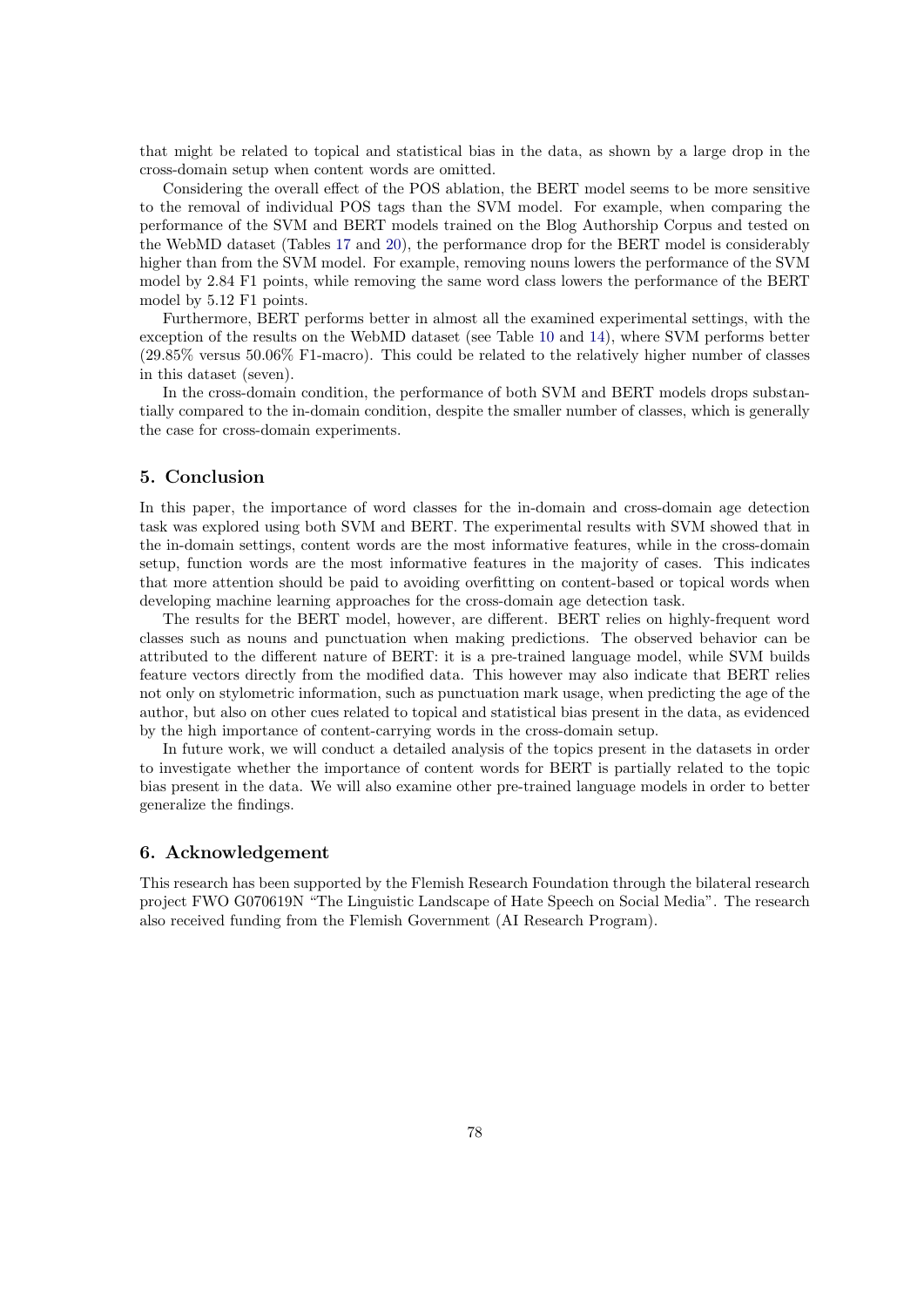that might be related to topical and statistical bias in the data, as shown by a large drop in the cross-domain setup when content words are omitted.

Considering the overall effect of the POS ablation, the BERT model seems to be more sensitive to the removal of individual POS tags than the SVM model. For example, when comparing the performance of the SVM and BERT models trained on the Blog Authorship Corpus and tested on the WebMD dataset (Tables 17 and 20), the performance drop for the BERT model is considerably higher than from the SVM model. For example, removing nouns lowers the performance of the SVM model by 2.84 F1 points, while removing the same word class lowers the performance of the BERT model by 5.12 F1 points.

Furthermore, BERT performs better in almost all the examined experimental settings, with the exception of the results on the WebMD dataset (see Table 10 and 14), where SVM performs better (29.85% versus 50.06% F1-macro). This could be related to the relatively higher number of classes in this dataset (seven).

In the cross-domain condition, the performance of both SVM and BERT models drops substantially compared to the in-domain condition, despite the smaller number of classes, which is generally the case for cross-domain experiments.

## 5. Conclusion

In this paper, the importance of word classes for the in-domain and cross-domain age detection task was explored using both SVM and BERT. The experimental results with SVM showed that in the in-domain settings, content words are the most informative features, while in the cross-domain setup, function words are the most informative features in the majority of cases. This indicates that more attention should be paid to avoiding overfitting on content-based or topical words when developing machine learning approaches for the cross-domain age detection task.

The results for the BERT model, however, are different. BERT relies on highly-frequent word classes such as nouns and punctuation when making predictions. The observed behavior can be attributed to the different nature of BERT: it is a pre-trained language model, while SVM builds feature vectors directly from the modified data. This however may also indicate that BERT relies not only on stylometric information, such as punctuation mark usage, when predicting the age of the author, but also on other cues related to topical and statistical bias present in the data, as evidenced by the high importance of content-carrying words in the cross-domain setup.

In future work, we will conduct a detailed analysis of the topics present in the datasets in order to investigate whether the importance of content words for BERT is partially related to the topic bias present in the data. We will also examine other pre-trained language models in order to better generalize the findings.

## 6. Acknowledgement

This research has been supported by the Flemish Research Foundation through the bilateral research project FWO G070619N "The Linguistic Landscape of Hate Speech on Social Media". The research also received funding from the Flemish Government (AI Research Program).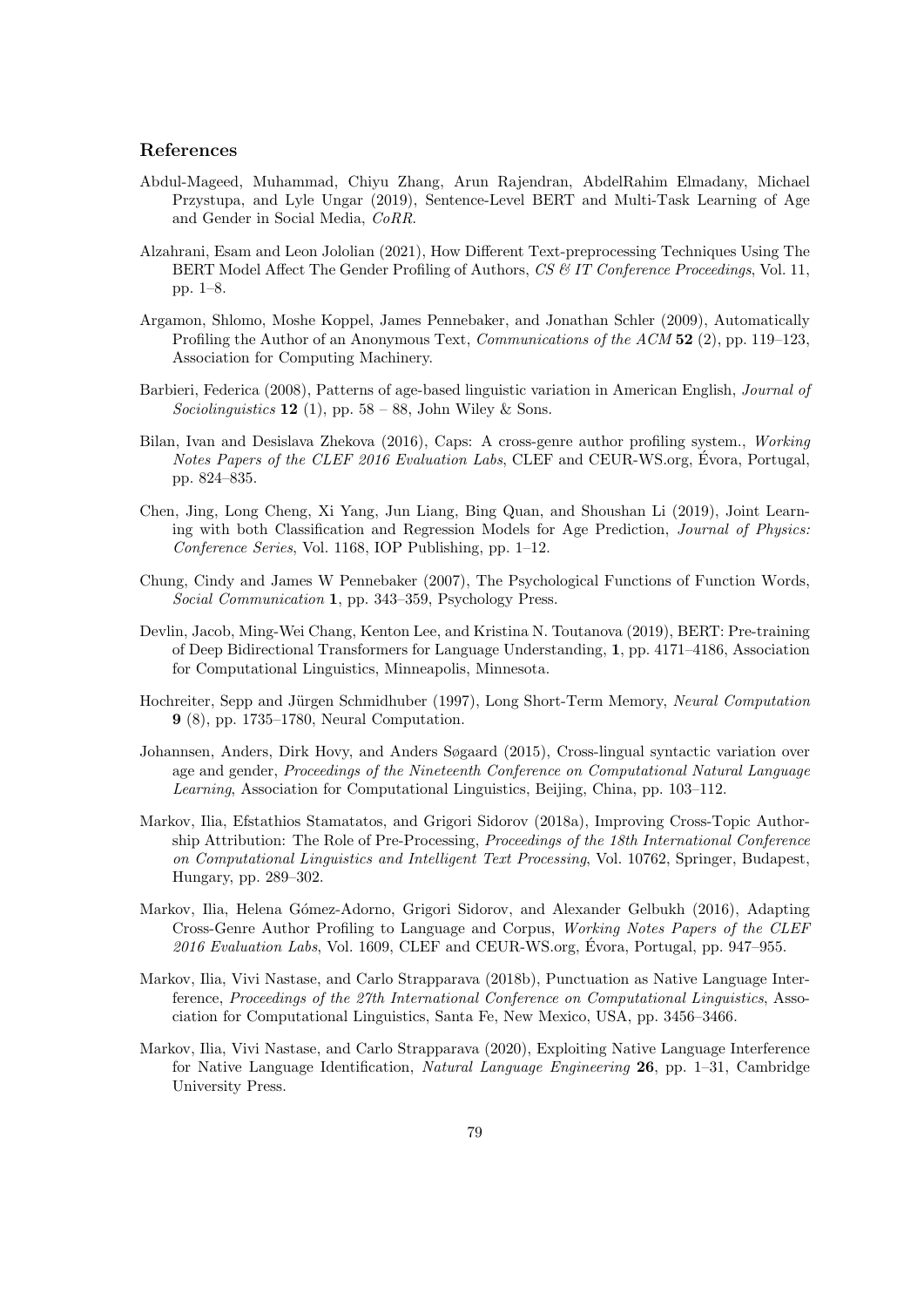## References

Abdul-Mageed, Muhammad, Chiyu Zhang, Arun Rajendran, AbdelRahim Elmadany, Michael Przystupa, and Lyle Ungar (2019), Sentence-Level BERT and Multi-Task Learning of Age and Gender in Social Media, *CoRR*.

Alzahrani, Esam and Leon Jololian (2021), How Different Text-preprocessing Techniques Using The BERT Model Affect The Gender Profiling of Authors, *CS & IT Conference Proceedings*, Vol. 11, pp. 1–8.

Argamon, Shlomo, Moshe Koppel, James Pennebaker, and Jonathan Schler (2009), Automatically Profiling the Author of an Anonymous Text, *Communications of the ACM* **52** (2), pp. 119–123, Association for Computing Machinery.

Barbieri, Federica (2008), Patterns of age-based linguistic variation in American English, *Journal of Sociolinguistics* **12** (1), pp. 58 – 88, John Wiley & Sons.

Bilan, Ivan and Desislava Zhekova (2016), Caps: A cross-genre author profiling system., *Working Notes Papers of the CLEF 2016 Evaluation Labs*, CLEF and CEUR-WS.org, Évora, Portugal, pp. 824–835.

Chen, Jing, Long Cheng, Xi Yang, Jun Liang, Bing Quan, and Shoushan Li (2019), Joint Learning with both Classification and Regression Models for Age Prediction, *Journal of Physics: Conference Series*, Vol. 1168, IOP Publishing, pp. 1–12.

Chung, Cindy and James W Pennebaker (2007), The Psychological Functions of Function Words, *Social Communication* **1**, pp. 343–359, Psychology Press.

Devlin, Jacob, Ming-Wei Chang, Kenton Lee, and Kristina N. Toutanova (2019), BERT: Pre-training of Deep Bidirectional Transformers for Language Understanding, **1**, pp. 4171–4186, Association for Computational Linguistics, Minneapolis, Minnesota.

Hochreiter, Sepp and Jürgen Schmidhuber (1997), Long Short-Term Memory, *Neural Computation* **9** (8), pp. 1735–1780, Neural Computation.

Johannsen, Anders, Dirk Hovy, and Anders Søgaard (2015), Cross-lingual syntactic variation over age and gender, *Proceedings of the Nineteenth Conference on Computational Natural Language Learning*, Association for Computational Linguistics, Beijing, China, pp. 103–112.

Markov, Ilia, Efstathios Stamatatos, and Grigori Sidorov (2018a), Improving Cross-Topic Authorship Attribution: The Role of Pre-Processing, *Proceedings of the 18th International Conference on Computational Linguistics and Intelligent Text Processing*, Vol. 10762, Springer, Budapest, Hungary, pp. 289–302.

Markov, Ilia, Helena Gómez-Adorno, Grigori Sidorov, and Alexander Gelbukh (2016), Adapting Cross-Genre Author Profiling to Language and Corpus, *Working Notes Papers of the CLEF 2016 Evaluation Labs*, Vol. 1609, CLEF and CEUR-WS.org, Évora, Portugal, pp. 947–955.

Markov, Ilia, Vivi Nastase, and Carlo Strapparava (2018b), Punctuation as Native Language Interference, *Proceedings of the 27th International Conference on Computational Linguistics*, Association for Computational Linguistics, Santa Fe, New Mexico, USA, pp. 3456–3466.

Markov, Ilia, Vivi Nastase, and Carlo Strapparava (2020), Exploiting Native Language Interference for Native Language Identification, *Natural Language Engineering* **26**, pp. 1–31, Cambridge University Press.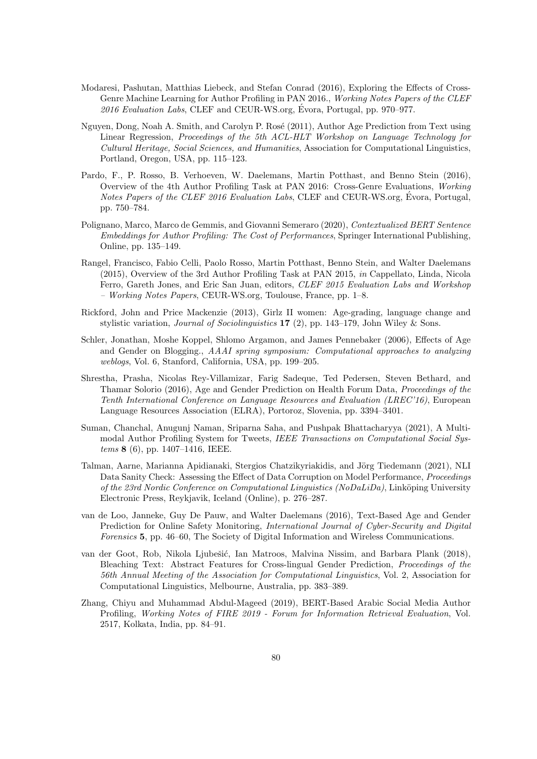Modaresi, Pashutan, Matthias Liebeck, and Stefan Conrad (2016), Exploring the Effects of Cross-Genre Machine Learning for Author Profiling in PAN 2016., *Working Notes Papers of the CLEF 2016 Evaluation Labs*, CLEF and CEUR-WS.org, Évora, Portugal, pp. 970–977.

Nguyen, Dong, Noah A. Smith, and Carolyn P. Rosé (2011), Author Age Prediction from Text using Linear Regression, *Proceedings of the 5th ACL-HLT Workshop on Language Technology for Cultural Heritage, Social Sciences, and Humanities*, Association for Computational Linguistics, Portland, Oregon, USA, pp. 115–123.

Pardo, F., P. Rosso, B. Verhoeven, W. Daelemans, Martin Potthast, and Benno Stein (2016), Overview of the 4th Author Profiling Task at PAN 2016: Cross-Genre Evaluations, *Working Notes Papers of the CLEF 2016 Evaluation Labs*, CLEF and CEUR-WS.org, Évora, Portugal, pp. 750–784.

Polignano, Marco, Marco de Gemmis, and Giovanni Semeraro (2020), *Contextualized BERT Sentence Embeddings for Author Profiling: The Cost of Performances*, Springer International Publishing, Online, pp. 135–149.

Rangel, Francisco, Fabio Celli, Paolo Rosso, Martin Potthast, Benno Stein, and Walter Daelemans (2015), Overview of the 3rd Author Profiling Task at PAN 2015, *in* Cappellato, Linda, Nicola Ferro, Gareth Jones, and Eric San Juan, editors, *CLEF 2015 Evaluation Labs and Workshop – Working Notes Papers*, CEUR-WS.org, Toulouse, France, pp. 1–8.

Rickford, John and Price Mackenzie (2013), Girlz II women: Age-grading, language change and stylistic variation, *Journal of Sociolinguistics* **17** (2), pp. 143–179, John Wiley & Sons.

Schler, Jonathan, Moshe Koppel, Shlomo Argamon, and James Pennebaker (2006), Effects of Age and Gender on Blogging., *AAAI spring symposium: Computational approaches to analyzing weblogs*, Vol. 6, Stanford, California, USA, pp. 199–205.

Shrestha, Prasha, Nicolas Rey-Villamizar, Farig Sadeque, Ted Pedersen, Steven Bethard, and Thamar Solorio (2016), Age and Gender Prediction on Health Forum Data, *Proceedings of the Tenth International Conference on Language Resources and Evaluation (LREC'16)*, European Language Resources Association (ELRA), Portoroz, Slovenia, pp. 3394–3401.

Suman, Chanchal, Anugunj Naman, Sriparna Saha, and Pushpak Bhattacharyya (2021), A Multimodal Author Profiling System for Tweets, *IEEE Transactions on Computational Social Systems* **8** (6), pp. 1407–1416, IEEE.

Talman, Aarne, Marianna Apidianaki, Stergios Chatzikyriakidis, and Jörg Tiedemann (2021), NLI Data Sanity Check: Assessing the Effect of Data Corruption on Model Performance, *Proceedings of the 23rd Nordic Conference on Computational Linguistics (NoDaLiDa)*, Linköping University Electronic Press, Reykjavik, Iceland (Online), p. 276–287.

van de Loo, Janneke, Guy De Pauw, and Walter Daelemans (2016), Text-Based Age and Gender Prediction for Online Safety Monitoring, *International Journal of Cyber-Security and Digital Forensics* **5**, pp. 46–60, The Society of Digital Information and Wireless Communications.

van der Goot, Rob, Nikola Ljubešić, Ian Matroos, Malvina Nissim, and Barbara Plank (2018), Bleaching Text: Abstract Features for Cross-lingual Gender Prediction, *Proceedings of the 56th Annual Meeting of the Association for Computational Linguistics*, Vol. 2, Association for Computational Linguistics, Melbourne, Australia, pp. 383–389.

Zhang, Chiyu and Muhammad Abdul-Mageed (2019), BERT-Based Arabic Social Media Author Profiling, *Working Notes of FIRE 2019 - Forum for Information Retrieval Evaluation*, Vol. 2517, Kolkata, India, pp. 84–91.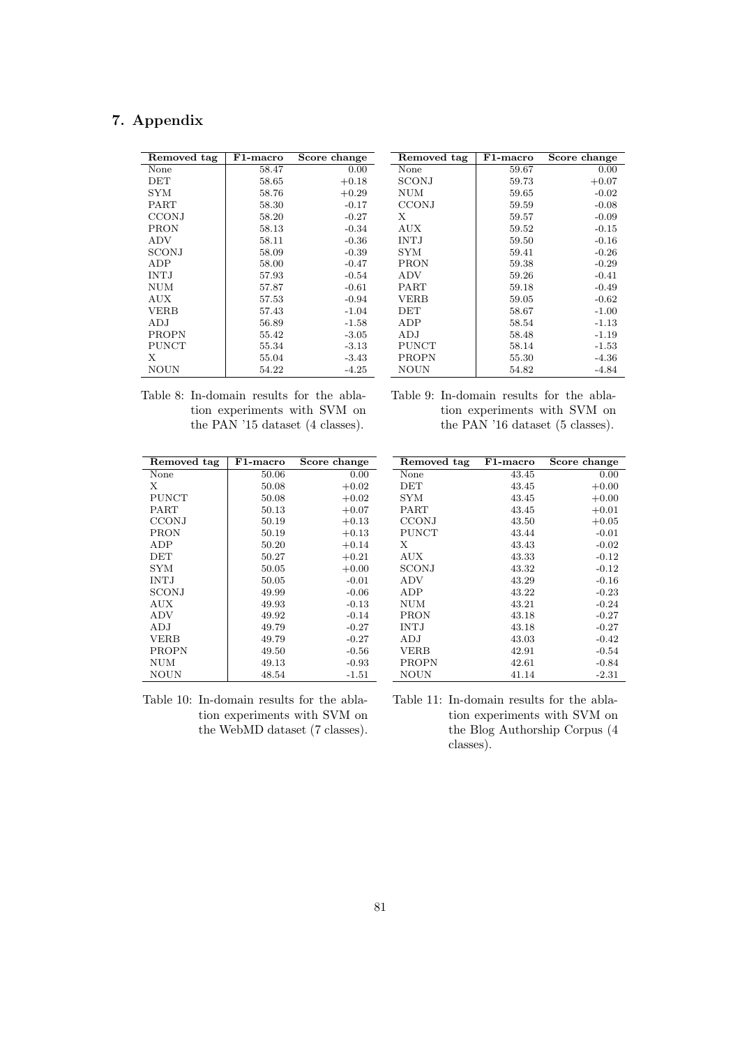## 7. Appendix

| Removed tag | F1-macro | Score change |
|---|---|---|
| None | 58.47 | 0.00 |
| DET | 58.65 | +0.18 |
| SYM | 58.76 | +0.29 |
| PART | 58.30 | -0.17 |
| CCONJ | 58.20 | -0.27 |
| PRON | 58.13 | -0.34 |
| ADV | 58.11 | -0.36 |
| SCONJ | 58.09 | -0.39 |
| ADP | 58.00 | -0.47 |
| INTJ | 57.93 | -0.54 |
| NUM | 57.87 | -0.61 |
| AUX | 57.53 | -0.94 |
| VERB | 57.43 | -1.04 |
| ADJ | 56.89 | -1.58 |
| PROPN | 55.42 | -3.05 |
| PUNCT | 55.34 | -3.13 |
| X | 55.04 | -3.43 |
| NOUN | 54.22 | -4.25 |

Table 8: In-domain results for the ablation experiments with SVM on the PAN '15 dataset (4 classes).

| Removed tag | F1-macro | Score change |
|---|---|---|
| None | 59.67 | 0.00 |
| SCONJ | 59.73 | +0.07 |
| NUM | 59.65 | -0.02 |
| CCONJ | 59.59 | -0.08 |
| X | 59.57 | -0.09 |
| AUX | 59.52 | -0.15 |
| INTJ | 59.50 | -0.16 |
| SYM | 59.41 | -0.26 |
| PRON | 59.38 | -0.29 |
| ADV | 59.26 | -0.41 |
| PART | 59.18 | -0.49 |
| VERB | 59.05 | -0.62 |
| DET | 58.67 | -1.00 |
| ADP | 58.54 | -1.13 |
| ADJ | 58.48 | -1.19 |
| PUNCT | 58.14 | -1.53 |
| PROPN | 55.30 | -4.36 |
| NOUN | 54.82 | -4.84 |

Table 9: In-domain results for the ablation experiments with SVM on the PAN '16 dataset (5 classes).

| Removed tag | F1-macro | Score change |
|---|---|---|
| None | 50.06 | 0.00 |
| X | 50.08 | +0.02 |
| PUNCT | 50.08 | +0.02 |
| PART | 50.13 | +0.07 |
| CCONJ | 50.19 | +0.13 |
| PRON | 50.19 | +0.13 |
| ADP | 50.20 | +0.14 |
| DET | 50.27 | +0.21 |
| SYM | 50.05 | +0.00 |
| INTJ | 50.05 | -0.01 |
| SCONJ | 49.99 | -0.06 |
| AUX | 49.93 | -0.13 |
| ADV | 49.92 | -0.14 |
| ADJ | 49.79 | -0.27 |
| VERB | 49.79 | -0.27 |
| PROPN | 49.50 | -0.56 |
| NUM | 49.13 | -0.93 |
| NOUN | 48.54 | -1.51 |

Table 10: In-domain results for the ablation experiments with SVM on the WebMD dataset (7 classes).

| Removed tag | F1-macro | Score change |
|---|---|---|
| None | 43.45 | 0.00 |
| DET | 43.45 | +0.00 |
| SYM | 43.45 | +0.00 |
| PART | 43.45 | +0.01 |
| CCONJ | 43.50 | +0.05 |
| PUNCT | 43.44 | -0.01 |
| X | 43.43 | -0.02 |
| AUX | 43.33 | -0.12 |
| SCONJ | 43.32 | -0.12 |
| ADV | 43.29 | -0.16 |
| ADP | 43.22 | -0.23 |
| NUM | 43.21 | -0.24 |
| PRON | 43.18 | -0.27 |
| INTJ | 43.18 | -0.27 |
| ADJ | 43.03 | -0.42 |
| VERB | 42.91 | -0.54 |
| PROPN | 42.61 | -0.84 |
| NOUN | 41.14 | -2.31 |

Table 11: In-domain results for the ablation experiments with SVM on the Blog Authorship Corpus (4 classes).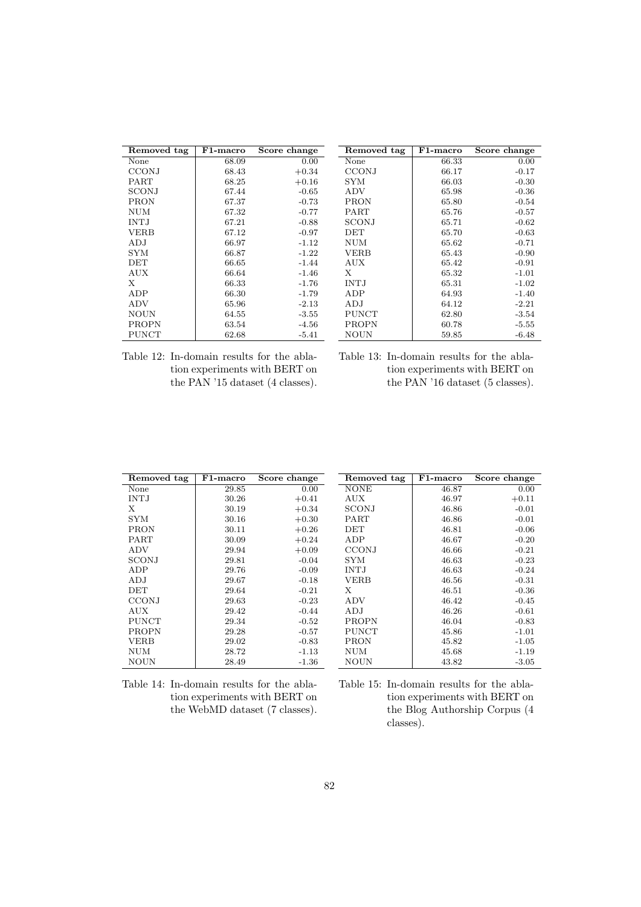| Removed tag | F1-macro | Score change |
|---|---|---|
| None | 68.09 | 0.00 |
| CCONJ | 68.43 | +0.34 |
| PART | 68.25 | +0.16 |
| SCONJ | 67.44 | -0.65 |
| PRON | 67.37 | -0.73 |
| NUM | 67.32 | -0.77 |
| INTJ | 67.21 | -0.88 |
| VERB | 67.12 | -0.97 |
| ADJ | 66.97 | -1.12 |
| SYM | 66.87 | -1.22 |
| DET | 66.65 | -1.44 |
| AUX | 66.64 | -1.46 |
| X | 66.33 | -1.76 |
| ADP | 66.30 | -1.79 |
| ADV | 65.96 | -2.13 |
| NOUN | 64.55 | -3.55 |
| PROPN | 63.54 | -4.56 |
| PUNCT | 62.68 | -5.41 |

Table 12: In-domain results for the ablation experiments with BERT on the PAN '15 dataset (4 classes).

| Removed tag | F1-macro | Score change |
|---|---|---|
| None | 66.33 | 0.00 |
| CCONJ | 66.17 | -0.17 |
| SYM | 66.03 | -0.30 |
| ADV | 65.98 | -0.36 |
| PRON | 65.80 | -0.54 |
| PART | 65.76 | -0.57 |
| SCONJ | 65.71 | -0.62 |
| DET | 65.70 | -0.63 |
| NUM | 65.62 | -0.71 |
| VERB | 65.43 | -0.90 |
| AUX | 65.42 | -0.91 |
| X | 65.32 | -1.01 |
| INTJ | 65.31 | -1.02 |
| ADP | 64.93 | -1.40 |
| ADJ | 64.12 | -2.21 |
| PUNCT | 62.80 | -3.54 |
| PROPN | 60.78 | -5.55 |
| NOUN | 59.85 | -6.48 |

Table 13: In-domain results for the ablation experiments with BERT on the PAN '16 dataset (5 classes).

| Removed tag | F1-macro | Score change |
|---|---|---|
| None | 29.85 | 0.00 |
| INTJ | 30.26 | +0.41 |
| X | 30.19 | +0.34 |
| SYM | 30.16 | +0.30 |
| PRON | 30.11 | +0.26 |
| PART | 30.09 | +0.24 |
| ADV | 29.94 | +0.09 |
| SCONJ | 29.81 | -0.04 |
| ADP | 29.76 | -0.09 |
| ADJ | 29.67 | -0.18 |
| DET | 29.64 | -0.21 |
| CCONJ | 29.63 | -0.23 |
| AUX | 29.42 | -0.44 |
| PUNCT | 29.34 | -0.52 |
| PROPN | 29.28 | -0.57 |
| VERB | 29.02 | -0.83 |
| NUM | 28.72 | -1.13 |
| NOUN | 28.49 | -1.36 |

Table 14: In-domain results for the ablation experiments with BERT on the WebMD dataset (7 classes).

| Removed tag | F1-macro | Score change |
|---|---|---|
| NONE | 46.87 | 0.00 |
| AUX | 46.97 | +0.11 |
| SCONJ | 46.86 | -0.01 |
| PART | 46.86 | -0.01 |
| DET | 46.81 | -0.06 |
| ADP | 46.67 | -0.20 |
| CCONJ | 46.66 | -0.21 |
| SYM | 46.63 | -0.23 |
| INTJ | 46.63 | -0.24 |
| VERB | 46.56 | -0.31 |
| X | 46.51 | -0.36 |
| ADV | 46.42 | -0.45 |
| ADJ | 46.26 | -0.61 |
| PROPN | 46.04 | -0.83 |
| PUNCT | 45.86 | -1.01 |
| PRON | 45.82 | -1.05 |
| NUM | 45.68 | -1.19 |
| NOUN | 43.82 | -3.05 |

Table 15: In-domain results for the ablation experiments with BERT on the Blog Authorship Corpus (4 classes).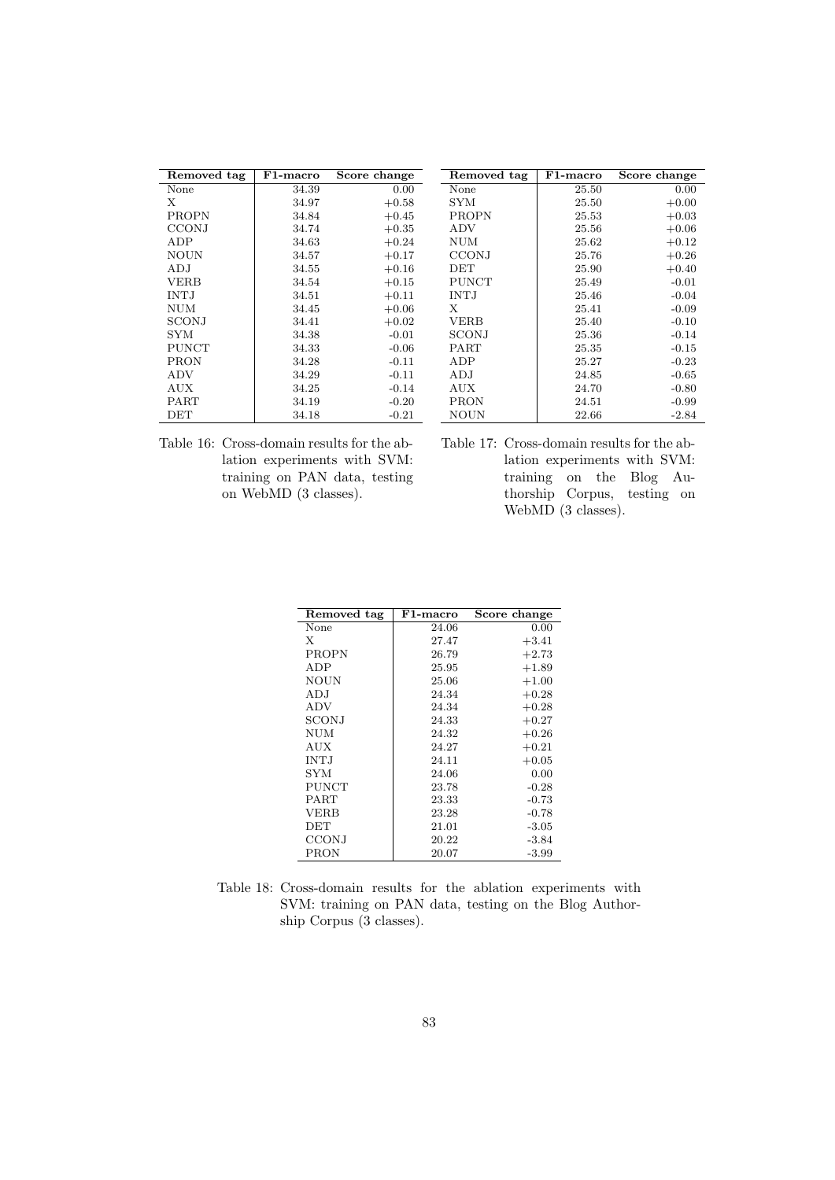| Removed tag | F1-macro | Score change |
|---|---|---|
| None | 34.39 | 0.00 |
| X | 34.97 | +0.58 |
| PROPN | 34.84 | +0.45 |
| CCONJ | 34.74 | +0.35 |
| ADP | 34.63 | +0.24 |
| NOUN | 34.57 | +0.17 |
| ADJ | 34.55 | +0.16 |
| VERB | 34.54 | +0.15 |
| INTJ | 34.51 | +0.11 |
| NUM | 34.45 | +0.06 |
| SCONJ | 34.41 | +0.02 |
| SYM | 34.38 | -0.01 |
| PUNCT | 34.33 | -0.06 |
| PRON | 34.28 | -0.11 |
| ADV | 34.29 | -0.11 |
| AUX | 34.25 | -0.14 |
| PART | 34.19 | -0.20 |
| DET | 34.18 | -0.21 |

Table 16: Cross-domain results for the ablation experiments with SVM: training on PAN data, testing on WebMD (3 classes).

| Removed tag | F1-macro | Score change |
|---|---|---|
| None | 25.50 | 0.00 |
| SYM | 25.50 | +0.00 |
| PROPN | 25.53 | +0.03 |
| ADV | 25.56 | +0.06 |
| NUM | 25.62 | +0.12 |
| CCONJ | 25.76 | +0.26 |
| DET | 25.90 | +0.40 |
| PUNCT | 25.49 | -0.01 |
| INTJ | 25.46 | -0.04 |
| X | 25.41 | -0.09 |
| VERB | 25.40 | -0.10 |
| SCONJ | 25.36 | -0.14 |
| PART | 25.35 | -0.15 |
| ADP | 25.27 | -0.23 |
| ADJ | 24.85 | -0.65 |
| AUX | 24.70 | -0.80 |
| PRON | 24.51 | -0.99 |
| NOUN | 22.66 | -2.84 |

Table 17: Cross-domain results for the ablation experiments with SVM: training on the Blog Authorship Corpus, testing on WebMD (3 classes).

| Removed tag | F1-macro | Score change |
|---|---|---|
| None | 24.06 | 0.00 |
| X | 27.47 | +3.41 |
| PROPN | 26.79 | +2.73 |
| ADP | 25.95 | +1.89 |
| NOUN | 25.06 | +1.00 |
| ADJ | 24.34 | +0.28 |
| ADV | 24.34 | +0.28 |
| SCONJ | 24.33 | +0.27 |
| NUM | 24.32 | +0.26 |
| AUX | 24.27 | +0.21 |
| INTJ | 24.11 | +0.05 |
| SYM | 24.06 | 0.00 |
| PUNCT | 23.78 | -0.28 |
| PART | 23.33 | -0.73 |
| VERB | 23.28 | -0.78 |
| DET | 21.01 | -3.05 |
| CCONJ | 20.22 | -3.84 |
| PRON | 20.07 | -3.99 |

Table 18: Cross-domain results for the ablation experiments with SVM: training on PAN data, testing on the Blog Authorship Corpus (3 classes).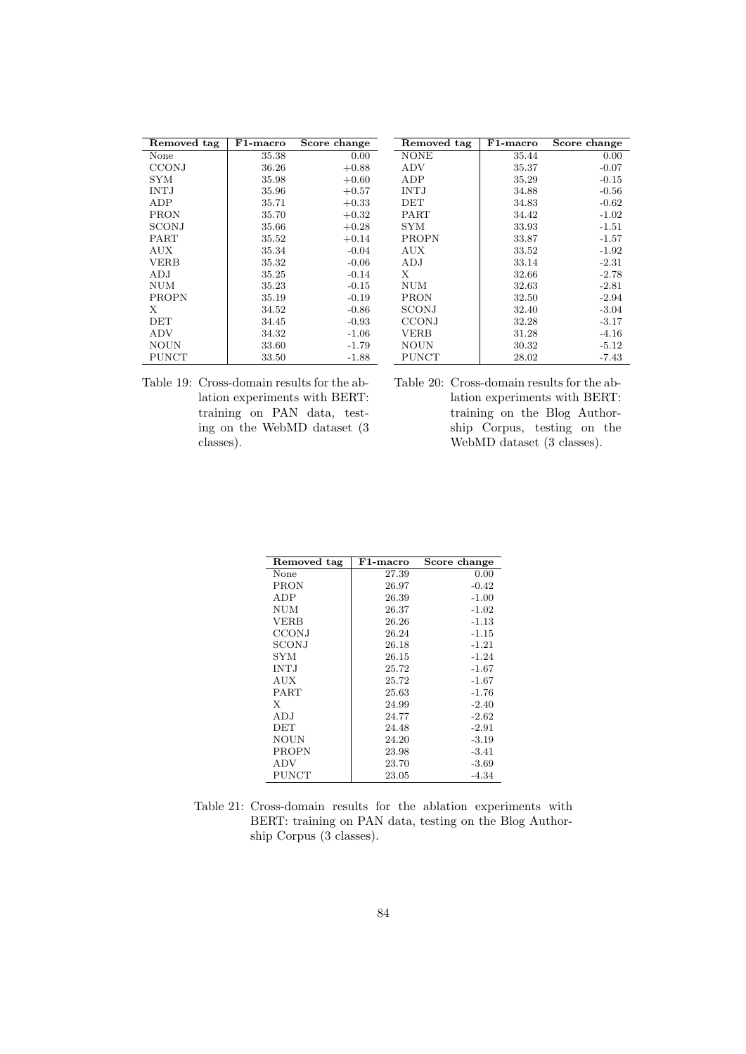| Removed tag | F1-macro | Score change |
|---|---|---|
| None | 35.38 | 0.00 |
| CCONJ | 36.26 | +0.88 |
| SYM | 35.98 | +0.60 |
| INTJ | 35.96 | +0.57 |
| ADP | 35.71 | +0.33 |
| PRON | 35.70 | +0.32 |
| SCONJ | 35.66 | +0.28 |
| PART | 35.52 | +0.14 |
| AUX | 35.34 | -0.04 |
| VERB | 35.32 | -0.06 |
| ADJ | 35.25 | -0.14 |
| NUM | 35.23 | -0.15 |
| PROPN | 35.19 | -0.19 |
| X | 34.52 | -0.86 |
| DET | 34.45 | -0.93 |
| ADV | 34.32 | -1.06 |
| NOUN | 33.60 | -1.79 |
| PUNCT | 33.50 | -1.88 |

Table 19: Cross-domain results for the ablation experiments with BERT: training on PAN data, testing on the WebMD dataset (3 classes).

| Removed tag | F1-macro | Score change |
|---|---|---|
| NONE | 35.44 | 0.00 |
| ADV | 35.37 | -0.07 |
| ADP | 35.29 | -0.15 |
| INTJ | 34.88 | -0.56 |
| DET | 34.83 | -0.62 |
| PART | 34.42 | -1.02 |
| SYM | 33.93 | -1.51 |
| PROPN | 33.87 | -1.57 |
| AUX | 33.52 | -1.92 |
| ADJ | 33.14 | -2.31 |
| X | 32.66 | -2.78 |
| NUM | 32.63 | -2.81 |
| PRON | 32.50 | -2.94 |
| SCONJ | 32.40 | -3.04 |
| CCONJ | 32.28 | -3.17 |
| VERB | 31.28 | -4.16 |
| NOUN | 30.32 | -5.12 |
| PUNCT | 28.02 | -7.43 |

Table 20: Cross-domain results for the ablation experiments with BERT: training on the Blog Authorship Corpus, testing on the WebMD dataset (3 classes).

| Removed tag | F1-macro | Score change |
|---|---|---|
| None | 27.39 | 0.00 |
| PRON | 26.97 | -0.42 |
| ADP | 26.39 | -1.00 |
| NUM | 26.37 | -1.02 |
| VERB | 26.26 | -1.13 |
| CCONJ | 26.24 | -1.15 |
| SCONJ | 26.18 | -1.21 |
| SYM | 26.15 | -1.24 |
| INTJ | 25.72 | -1.67 |
| AUX | 25.72 | -1.67 |
| PART | 25.63 | -1.76 |
| X | 24.99 | -2.40 |
| ADJ | 24.77 | -2.62 |
| DET | 24.48 | -2.91 |
| NOUN | 24.20 | -3.19 |
| PROPN | 23.98 | -3.41 |
| ADV | 23.70 | -3.69 |
| PUNCT | 23.05 | -4.34 |

Table 21: Cross-domain results for the ablation experiments with BERT: training on PAN data, testing on the Blog Authorship Corpus (3 classes).